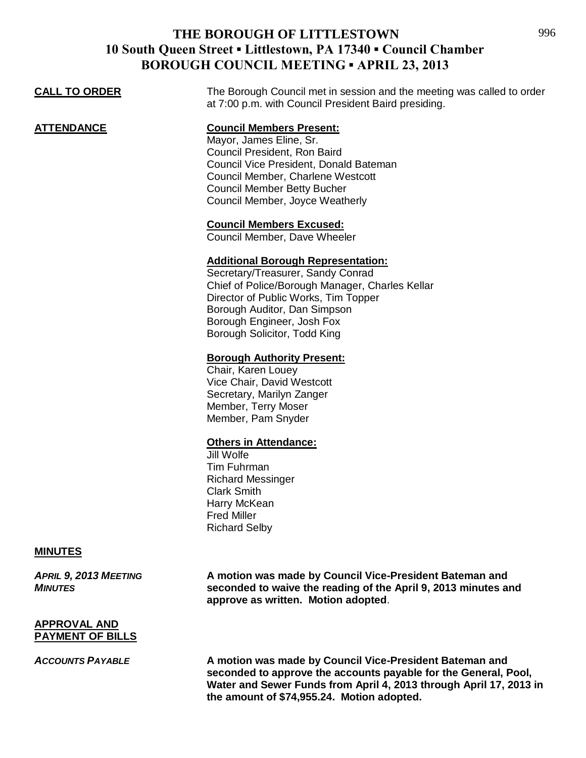# THE BOROUGH OF LITTLESTOWN
## 10 South Queen Street ▪ Littlestown, PA 17340 ▪ Council Chamber
## BOROUGH COUNCIL MEETING ▪ APRIL 23, 2013

**CALL TO ORDER**

The Borough Council met in session and the meeting was called to order at 7:00 p.m. with Council President Baird presiding.

**ATTENDANCE**

**Council Members Present:**
Mayor, James Eline, Sr.
Council President, Ron Baird
Council Vice President, Donald Bateman
Council Member, Charlene Westcott
Council Member Betty Bucher
Council Member, Joyce Weatherly

**Council Members Excused:**
Council Member, Dave Wheeler

**Additional Borough Representation:**
Secretary/Treasurer, Sandy Conrad
Chief of Police/Borough Manager, Charles Kellar
Director of Public Works, Tim Topper
Borough Auditor, Dan Simpson
Borough Engineer, Josh Fox
Borough Solicitor, Todd King

**Borough Authority Present:**
Chair, Karen Louey
Vice Chair, David Westcott
Secretary, Marilyn Zanger
Member, Terry Moser
Member, Pam Snyder

**Others in Attendance:**
Jill Wolfe
Tim Fuhrman
Richard Messinger
Clark Smith
Harry McKean
Fred Miller
Richard Selby

**MINUTES**

***APRIL 9, 2013 MEETING MINUTES***

**A motion was made by Council Vice-President Bateman and seconded to waive the reading of the April 9, 2013 minutes and approve as written. Motion adopted.**

**APPROVAL AND PAYMENT OF BILLS**

***ACCOUNTS PAYABLE***

**A motion was made by Council Vice-President Bateman and seconded to approve the accounts payable for the General, Pool, Water and Sewer Funds from April 4, 2013 through April 17, 2013 in the amount of $74,955.24. Motion adopted.**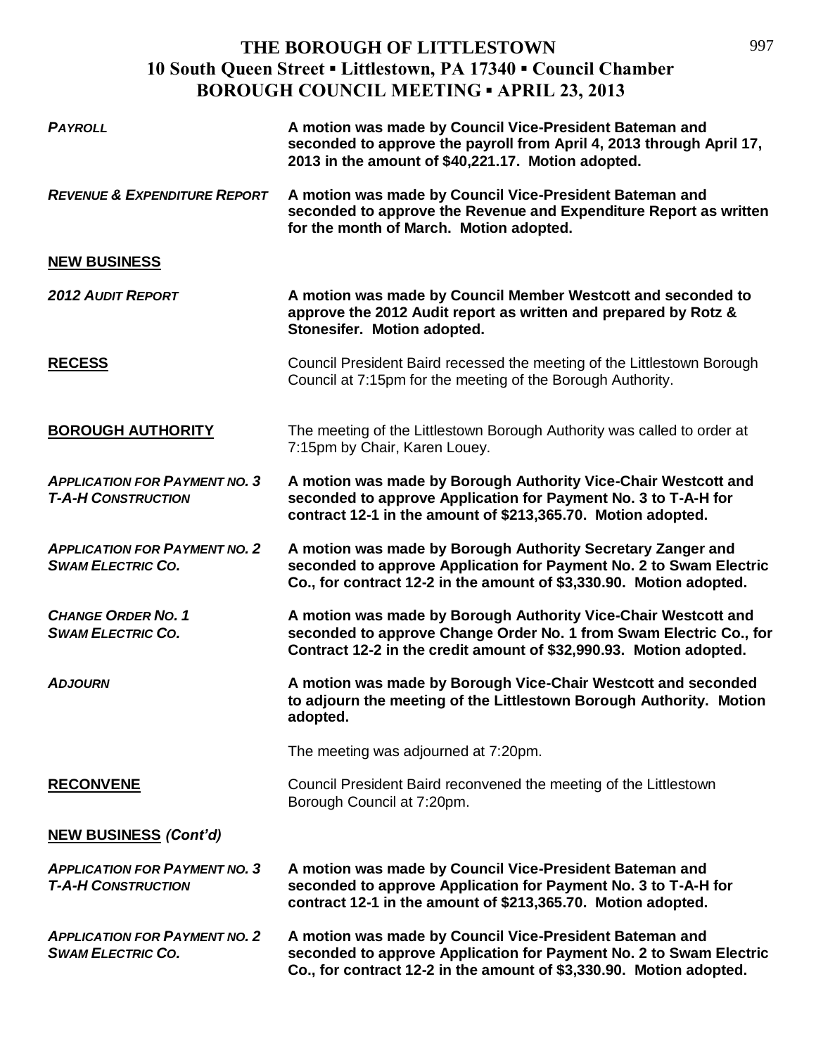***PAYROLL*** **A motion was made by Council Vice-President Bateman and seconded to approve the payroll from April 4, 2013 through April 17, 2013 in the amount of $40,221.17. Motion adopted.**

***REVENUE & EXPENDITURE REPORT*** **A motion was made by Council Vice-President Bateman and seconded to approve the Revenue and Expenditure Report as written for the month of March. Motion adopted.**

## NEW BUSINESS

***2012 AUDIT REPORT*** **A motion was made by Council Member Westcott and seconded to approve the 2012 Audit report as written and prepared by Rotz & Stonesifer. Motion adopted.**

**RECESS** Council President Baird recessed the meeting of the Littlestown Borough Council at 7:15pm for the meeting of the Borough Authority.

**BOROUGH AUTHORITY** The meeting of the Littlestown Borough Authority was called to order at 7:15pm by Chair, Karen Louey.

***APPLICATION FOR PAYMENT NO. 3 T-A-H CONSTRUCTION*** **A motion was made by Borough Authority Vice-Chair Westcott and seconded to approve Application for Payment No. 3 to T-A-H for contract 12-1 in the amount of $213,365.70. Motion adopted.**

***APPLICATION FOR PAYMENT NO. 2 SWAM ELECTRIC CO.*** **A motion was made by Borough Authority Secretary Zanger and seconded to approve Application for Payment No. 2 to Swam Electric Co., for contract 12-2 in the amount of $3,330.90. Motion adopted.**

***CHANGE ORDER NO. 1 SWAM ELECTRIC CO.*** **A motion was made by Borough Authority Vice-Chair Westcott and seconded to approve Change Order No. 1 from Swam Electric Co., for Contract 12-2 in the credit amount of $32,990.93. Motion adopted.**

***ADJOURN*** **A motion was made by Borough Vice-Chair Westcott and seconded to adjourn the meeting of the Littlestown Borough Authority. Motion adopted.**

The meeting was adjourned at 7:20pm.

**RECONVENE** Council President Baird reconvened the meeting of the Littlestown Borough Council at 7:20pm.

## NEW BUSINESS *(Cont'd)*

***APPLICATION FOR PAYMENT NO. 3 T-A-H CONSTRUCTION*** **A motion was made by Council Vice-President Bateman and seconded to approve Application for Payment No. 3 to T-A-H for contract 12-1 in the amount of $213,365.70. Motion adopted.**

***APPLICATION FOR PAYMENT NO. 2 SWAM ELECTRIC CO.*** **A motion was made by Council Vice-President Bateman and seconded to approve Application for Payment No. 2 to Swam Electric Co., for contract 12-2 in the amount of $3,330.90. Motion adopted.**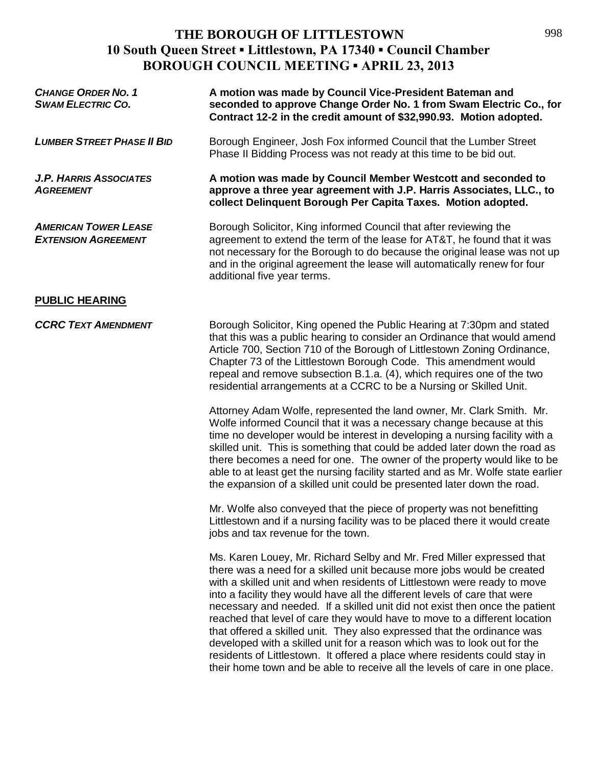# THE BOROUGH OF LITTLESTOWN
## 10 South Queen Street ▪ Littlestown, PA 17340 ▪ Council Chamber
## BOROUGH COUNCIL MEETING ▪ APRIL 23, 2013

***CHANGE ORDER NO. 1 SWAM ELECTRIC CO.***

**A motion was made by Council Vice-President Bateman and seconded to approve Change Order No. 1 from Swam Electric Co., for Contract 12-2 in the credit amount of $32,990.93. Motion adopted.**

***LUMBER STREET PHASE II BID***

Borough Engineer, Josh Fox informed Council that the Lumber Street Phase II Bidding Process was not ready at this time to be bid out.

***J.P. HARRIS ASSOCIATES AGREEMENT***

**A motion was made by Council Member Westcott and seconded to approve a three year agreement with J.P. Harris Associates, LLC., to collect Delinquent Borough Per Capita Taxes. Motion adopted.**

***AMERICAN TOWER LEASE EXTENSION AGREEMENT***

Borough Solicitor, King informed Council that after reviewing the agreement to extend the term of the lease for AT&T, he found that it was not necessary for the Borough to do because the original lease was not up and in the original agreement the lease will automatically renew for four additional five year terms.

**PUBLIC HEARING**

***CCRC TEXT AMENDMENT***

Borough Solicitor, King opened the Public Hearing at 7:30pm and stated that this was a public hearing to consider an Ordinance that would amend Article 700, Section 710 of the Borough of Littlestown Zoning Ordinance, Chapter 73 of the Littlestown Borough Code. This amendment would repeal and remove subsection B.1.a. (4), which requires one of the two residential arrangements at a CCRC to be a Nursing or Skilled Unit.

Attorney Adam Wolfe, represented the land owner, Mr. Clark Smith. Mr. Wolfe informed Council that it was a necessary change because at this time no developer would be interest in developing a nursing facility with a skilled unit. This is something that could be added later down the road as there becomes a need for one. The owner of the property would like to be able to at least get the nursing facility started and as Mr. Wolfe state earlier the expansion of a skilled unit could be presented later down the road.

Mr. Wolfe also conveyed that the piece of property was not benefitting Littlestown and if a nursing facility was to be placed there it would create jobs and tax revenue for the town.

Ms. Karen Louey, Mr. Richard Selby and Mr. Fred Miller expressed that there was a need for a skilled unit because more jobs would be created with a skilled unit and when residents of Littlestown were ready to move into a facility they would have all the different levels of care that were necessary and needed. If a skilled unit did not exist then once the patient reached that level of care they would have to move to a different location that offered a skilled unit. They also expressed that the ordinance was developed with a skilled unit for a reason which was to look out for the residents of Littlestown. It offered a place where residents could stay in their home town and be able to receive all the levels of care in one place.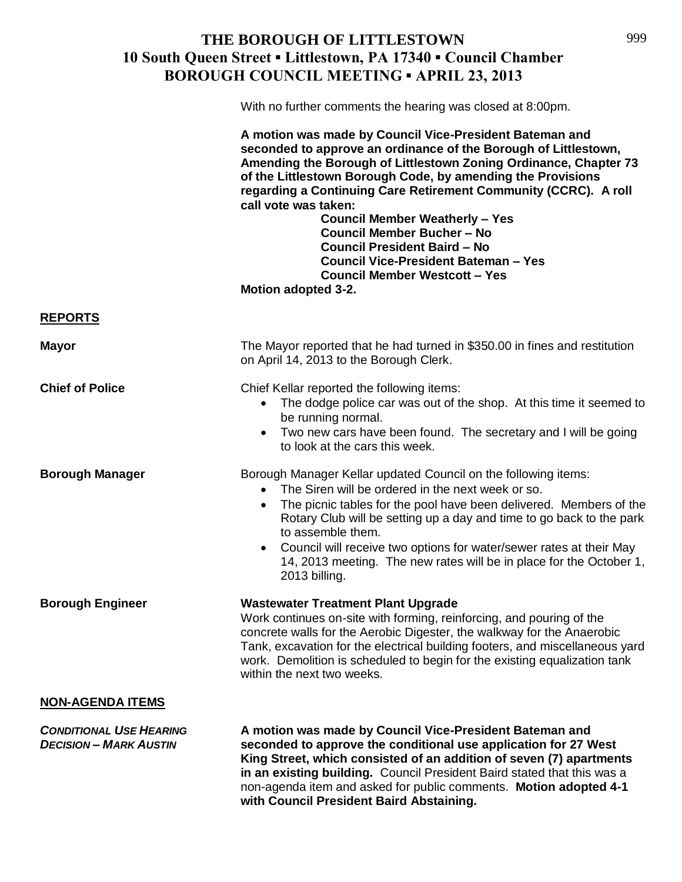With no further comments the hearing was closed at 8:00pm.

**A motion was made by Council Vice-President Bateman and seconded to approve an ordinance of the Borough of Littlestown, Amending the Borough of Littlestown Zoning Ordinance, Chapter 73 of the Littlestown Borough Code, by amending the Provisions regarding a Continuing Care Retirement Community (CCRC). A roll call vote was taken:**

**Council Member Weatherly – Yes**
**Council Member Bucher – No**
**Council President Baird – No**
**Council Vice-President Bateman – Yes**
**Council Member Westcott – Yes**

**Motion adopted 3-2.**

## REPORTS

**Mayor**

The Mayor reported that he had turned in $350.00 in fines and restitution on April 14, 2013 to the Borough Clerk.

**Chief of Police**

Chief Kellar reported the following items:

- The dodge police car was out of the shop. At this time it seemed to be running normal.
- Two new cars have been found. The secretary and I will be going to look at the cars this week.

**Borough Manager**

Borough Manager Kellar updated Council on the following items:

- The Siren will be ordered in the next week or so.
- The picnic tables for the pool have been delivered. Members of the Rotary Club will be setting up a day and time to go back to the park to assemble them.
- Council will receive two options for water/sewer rates at their May 14, 2013 meeting. The new rates will be in place for the October 1, 2013 billing.

**Borough Engineer**

**Wastewater Treatment Plant Upgrade**

Work continues on-site with forming, reinforcing, and pouring of the concrete walls for the Aerobic Digester, the walkway for the Anaerobic Tank, excavation for the electrical building footers, and miscellaneous yard work. Demolition is scheduled to begin for the existing equalization tank within the next two weeks.

## NON-AGENDA ITEMS

***Conditional Use Hearing Decision – Mark Austin***

**A motion was made by Council Vice-President Bateman and seconded to approve the conditional use application for 27 West King Street, which consisted of an addition of seven (7) apartments in an existing building.** Council President Baird stated that this was a non-agenda item and asked for public comments. **Motion adopted 4-1 with Council President Baird Abstaining.**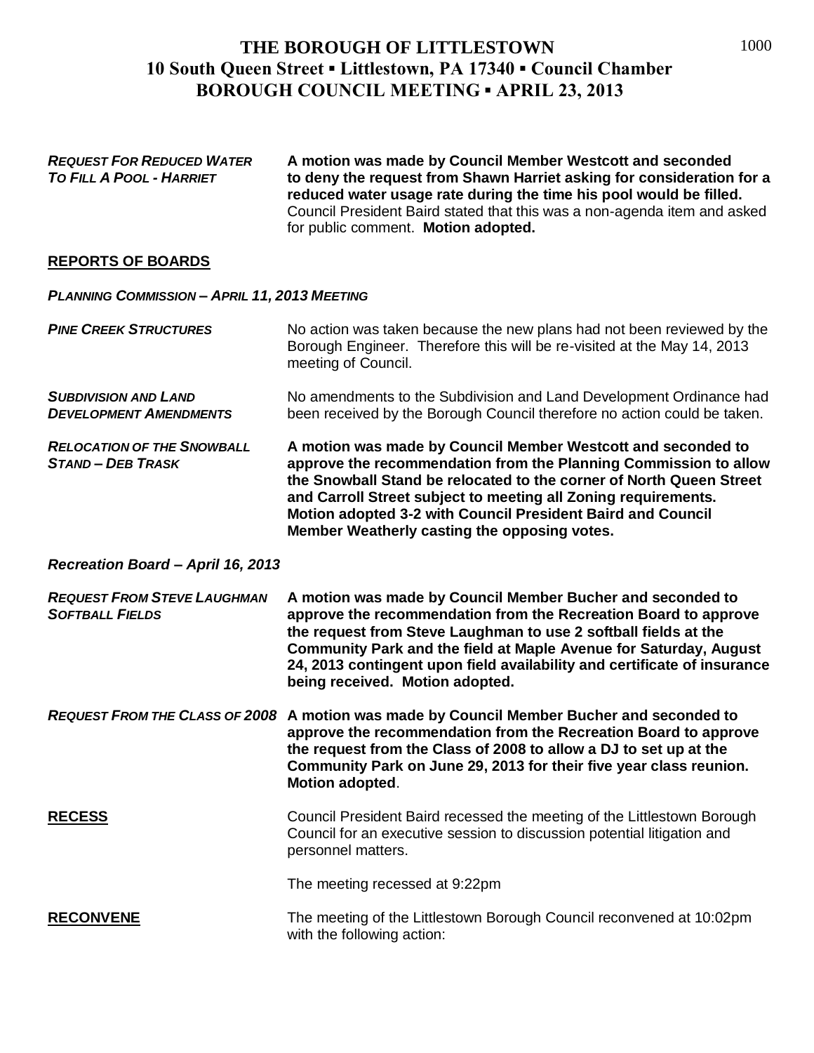# THE BOROUGH OF LITTLESTOWN
## 10 South Queen Street ▪ Littlestown, PA 17340 ▪ Council Chamber
## BOROUGH COUNCIL MEETING ▪ APRIL 23, 2013

***REQUEST FOR REDUCED WATER TO FILL A POOL - HARRIET***

**A motion was made by Council Member Westcott and seconded to deny the request from Shawn Harriet asking for consideration for a reduced water usage rate during the time his pool would be filled.** Council President Baird stated that this was a non-agenda item and asked for public comment. **Motion adopted.**

**REPORTS OF BOARDS**

***PLANNING COMMISSION – APRIL 11, 2013 MEETING***

***PINE CREEK STRUCTURES***

No action was taken because the new plans had not been reviewed by the Borough Engineer. Therefore this will be re-visited at the May 14, 2013 meeting of Council.

***SUBDIVISION AND LAND DEVELOPMENT AMENDMENTS***

No amendments to the Subdivision and Land Development Ordinance had been received by the Borough Council therefore no action could be taken.

***RELOCATION OF THE SNOWBALL STAND – DEB TRASK***

**A motion was made by Council Member Westcott and seconded to approve the recommendation from the Planning Commission to allow the Snowball Stand be relocated to the corner of North Queen Street and Carroll Street subject to meeting all Zoning requirements. Motion adopted 3-2 with Council President Baird and Council Member Weatherly casting the opposing votes.**

***Recreation Board – April 16, 2013***

***REQUEST FROM STEVE LAUGHMAN SOFTBALL FIELDS***

**A motion was made by Council Member Bucher and seconded to approve the recommendation from the Recreation Board to approve the request from Steve Laughman to use 2 softball fields at the Community Park and the field at Maple Avenue for Saturday, August 24, 2013 contingent upon field availability and certificate of insurance being received. Motion adopted.**

***REQUEST FROM THE CLASS OF 2008***

**A motion was made by Council Member Bucher and seconded to approve the recommendation from the Recreation Board to approve the request from the Class of 2008 to allow a DJ to set up at the Community Park on June 29, 2013 for their five year class reunion. Motion adopted**.

**RECESS**

Council President Baird recessed the meeting of the Littlestown Borough Council for an executive session to discussion potential litigation and personnel matters.

The meeting recessed at 9:22pm

**RECONVENE**

The meeting of the Littlestown Borough Council reconvened at 10:02pm with the following action: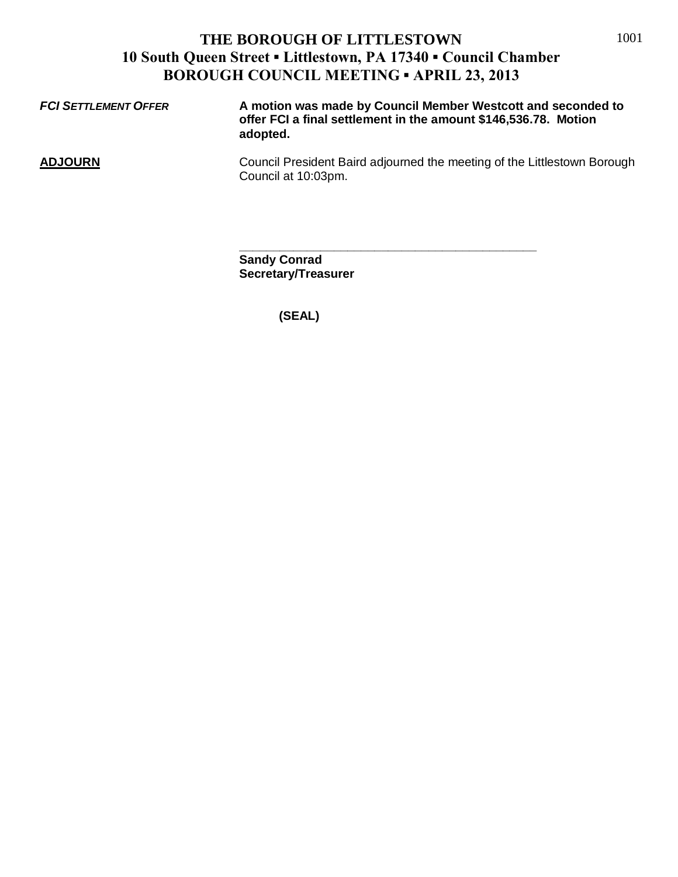***FCI SETTLEMENT OFFER***

**A motion was made by Council Member Westcott and seconded to offer FCI a final settlement in the amount $146,536.78. Motion adopted.**

**ADJOURN**

Council President Baird adjourned the meeting of the Littlestown Borough Council at 10:03pm.

\_\_\_\_\_\_\_\_\_\_\_\_\_\_\_\_\_\_\_\_\_\_\_\_\_\_\_\_\_\_\_\_\_\_\_\_\_\_\_\_\_\_\_\_

**Sandy Conrad**
**Secretary/Treasurer**

**(SEAL)**